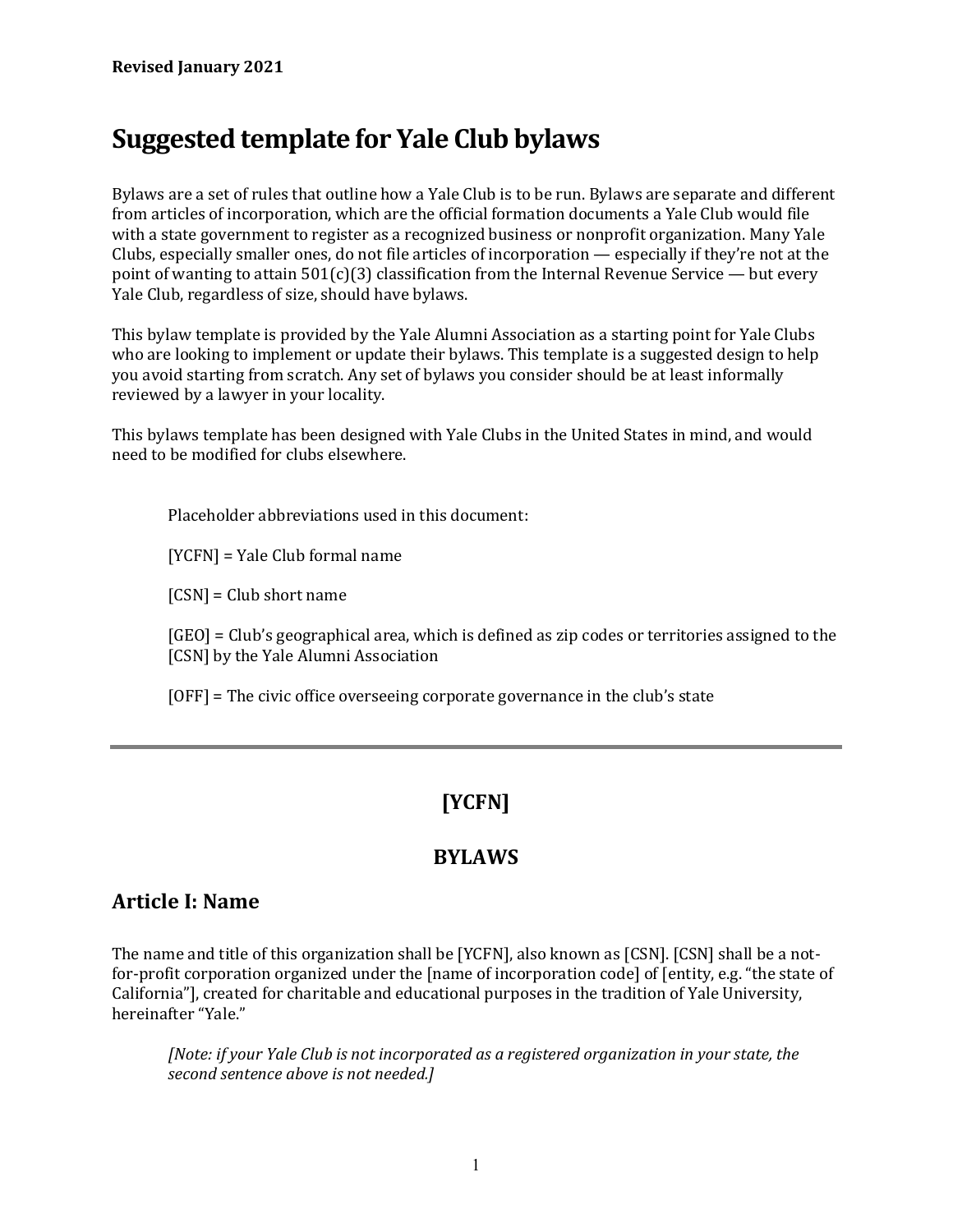**Revised January 2021**

# Suggested template for Yale Club bylaws

Bylaws are a set of rules that outline how a Yale Club is to be run. Bylaws are separate and different from articles of incorporation, which are the official formation documents a Yale Club would file with a state government to register as a recognized business or nonprofit organization. Many Yale Clubs, especially smaller ones, do not file articles of incorporation — especially if they're not at the point of wanting to attain 501(c)(3) classification from the Internal Revenue Service — but every Yale Club, regardless of size, should have bylaws.

This bylaw template is provided by the Yale Alumni Association as a starting point for Yale Clubs who are looking to implement or update their bylaws. This template is a suggested design to help you avoid starting from scratch. Any set of bylaws you consider should be at least informally reviewed by a lawyer in your locality.

This bylaws template has been designed with Yale Clubs in the United States in mind, and would need to be modified for clubs elsewhere.

> Placeholder abbreviations used in this document:
>
> [YCFN] = Yale Club formal name
>
> [CSN] = Club short name
>
> [GEO] = Club's geographical area, which is defined as zip codes or territories assigned to the [CSN] by the Yale Alumni Association
>
> [OFF] = The civic office overseeing corporate governance in the club's state

---

## [YCFN]

## BYLAWS

## Article I: Name

The name and title of this organization shall be [YCFN], also known as [CSN]. [CSN] shall be a not-for-profit corporation organized under the [name of incorporation code] of [entity, e.g. "the state of California"], created for charitable and educational purposes in the tradition of Yale University, hereinafter "Yale."

> *[Note: if your Yale Club is not incorporated as a registered organization in your state, the second sentence above is not needed.]*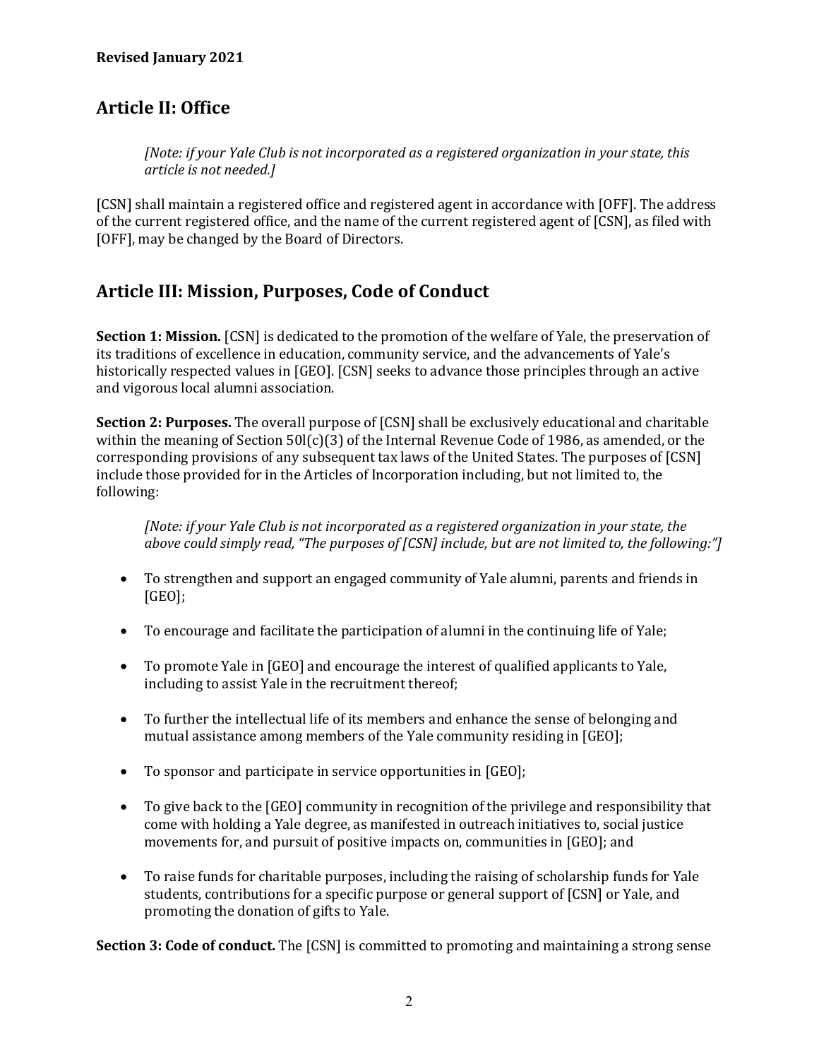**Revised January 2021**

## Article II: Office

> *[Note: if your Yale Club is not incorporated as a registered organization in your state, this article is not needed.]*

[CSN] shall maintain a registered office and registered agent in accordance with [OFF]. The address of the current registered office, and the name of the current registered agent of [CSN], as filed with [OFF], may be changed by the Board of Directors.

## Article III: Mission, Purposes, Code of Conduct

**Section 1: Mission.** [CSN] is dedicated to the promotion of the welfare of Yale, the preservation of its traditions of excellence in education, community service, and the advancements of Yale's historically respected values in [GEO]. [CSN] seeks to advance those principles through an active and vigorous local alumni association.

**Section 2: Purposes.** The overall purpose of [CSN] shall be exclusively educational and charitable within the meaning of Section 50l(c)(3) of the Internal Revenue Code of 1986, as amended, or the corresponding provisions of any subsequent tax laws of the United States. The purposes of [CSN] include those provided for in the Articles of Incorporation including, but not limited to, the following:

> *[Note: if your Yale Club is not incorporated as a registered organization in your state, the above could simply read, "The purposes of [CSN] include, but are not limited to, the following:"]*

- To strengthen and support an engaged community of Yale alumni, parents and friends in [GEO];
- To encourage and facilitate the participation of alumni in the continuing life of Yale;
- To promote Yale in [GEO] and encourage the interest of qualified applicants to Yale, including to assist Yale in the recruitment thereof;
- To further the intellectual life of its members and enhance the sense of belonging and mutual assistance among members of the Yale community residing in [GEO];
- To sponsor and participate in service opportunities in [GEO];
- To give back to the [GEO] community in recognition of the privilege and responsibility that come with holding a Yale degree, as manifested in outreach initiatives to, social justice movements for, and pursuit of positive impacts on, communities in [GEO]; and
- To raise funds for charitable purposes, including the raising of scholarship funds for Yale students, contributions for a specific purpose or general support of [CSN] or Yale, and promoting the donation of gifts to Yale.

**Section 3: Code of conduct.** The [CSN] is committed to promoting and maintaining a strong sense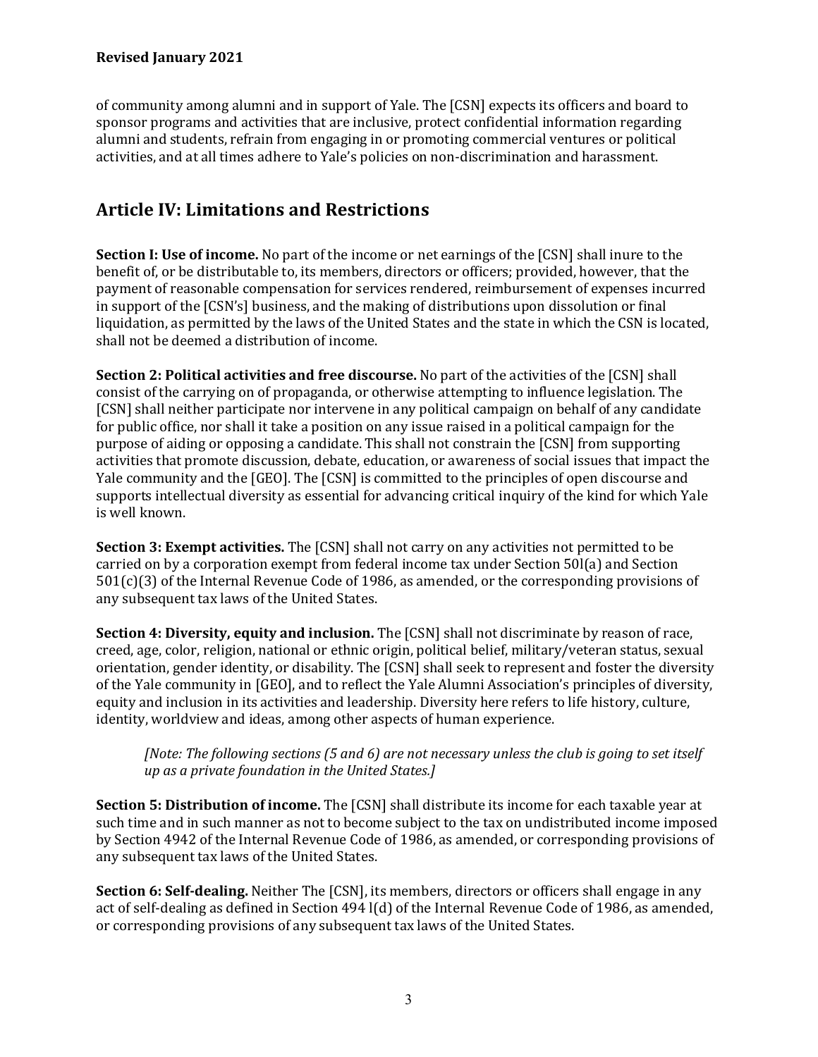of community among alumni and in support of Yale. The [CSN] expects its officers and board to sponsor programs and activities that are inclusive, protect confidential information regarding alumni and students, refrain from engaging in or promoting commercial ventures or political activities, and at all times adhere to Yale's policies on non-discrimination and harassment.

## Article IV: Limitations and Restrictions

**Section I: Use of income.** No part of the income or net earnings of the [CSN] shall inure to the benefit of, or be distributable to, its members, directors or officers; provided, however, that the payment of reasonable compensation for services rendered, reimbursement of expenses incurred in support of the [CSN's] business, and the making of distributions upon dissolution or final liquidation, as permitted by the laws of the United States and the state in which the CSN is located, shall not be deemed a distribution of income.

**Section 2: Political activities and free discourse.** No part of the activities of the [CSN] shall consist of the carrying on of propaganda, or otherwise attempting to influence legislation. The [CSN] shall neither participate nor intervene in any political campaign on behalf of any candidate for public office, nor shall it take a position on any issue raised in a political campaign for the purpose of aiding or opposing a candidate. This shall not constrain the [CSN] from supporting activities that promote discussion, debate, education, or awareness of social issues that impact the Yale community and the [GEO]. The [CSN] is committed to the principles of open discourse and supports intellectual diversity as essential for advancing critical inquiry of the kind for which Yale is well known.

**Section 3: Exempt activities.** The [CSN] shall not carry on any activities not permitted to be carried on by a corporation exempt from federal income tax under Section 50l(a) and Section 501(c)(3) of the Internal Revenue Code of 1986, as amended, or the corresponding provisions of any subsequent tax laws of the United States.

**Section 4: Diversity, equity and inclusion.** The [CSN] shall not discriminate by reason of race, creed, age, color, religion, national or ethnic origin, political belief, military/veteran status, sexual orientation, gender identity, or disability. The [CSN] shall seek to represent and foster the diversity of the Yale community in [GEO], and to reflect the Yale Alumni Association's principles of diversity, equity and inclusion in its activities and leadership. Diversity here refers to life history, culture, identity, worldview and ideas, among other aspects of human experience.

> *[Note: The following sections (5 and 6) are not necessary unless the club is going to set itself up as a private foundation in the United States.]*

**Section 5: Distribution of income.** The [CSN] shall distribute its income for each taxable year at such time and in such manner as not to become subject to the tax on undistributed income imposed by Section 4942 of the Internal Revenue Code of 1986, as amended, or corresponding provisions of any subsequent tax laws of the United States.

**Section 6: Self-dealing.** Neither The [CSN], its members, directors or officers shall engage in any act of self-dealing as defined in Section 494 l(d) of the Internal Revenue Code of 1986, as amended, or corresponding provisions of any subsequent tax laws of the United States.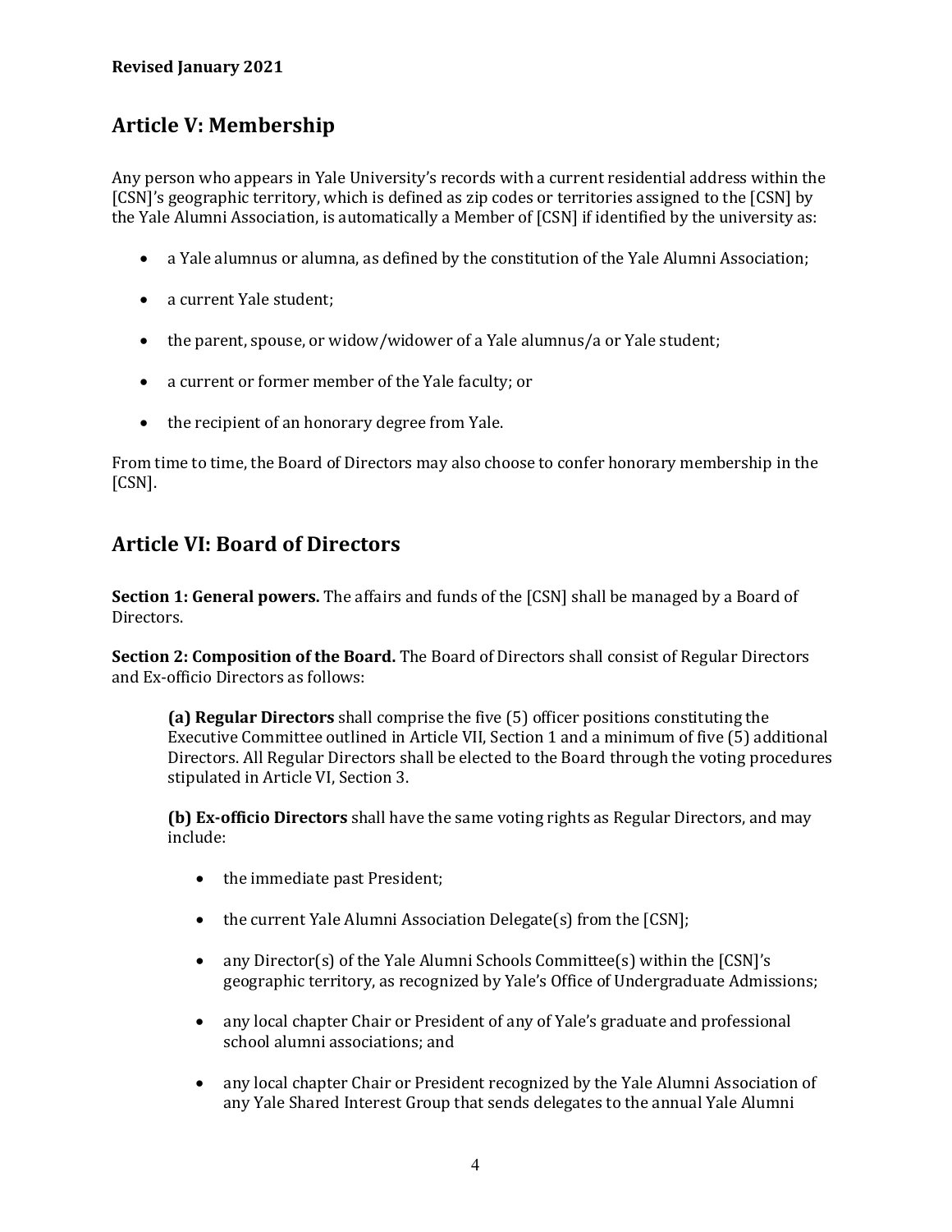**Revised January 2021**

## Article V: Membership

Any person who appears in Yale University's records with a current residential address within the [CSN]'s geographic territory, which is defined as zip codes or territories assigned to the [CSN] by the Yale Alumni Association, is automatically a Member of [CSN] if identified by the university as:

- a Yale alumnus or alumna, as defined by the constitution of the Yale Alumni Association;
- a current Yale student;
- the parent, spouse, or widow/widower of a Yale alumnus/a or Yale student;
- a current or former member of the Yale faculty; or
- the recipient of an honorary degree from Yale.

From time to time, the Board of Directors may also choose to confer honorary membership in the [CSN].

## Article VI: Board of Directors

**Section 1: General powers.** The affairs and funds of the [CSN] shall be managed by a Board of Directors.

**Section 2: Composition of the Board.** The Board of Directors shall consist of Regular Directors and Ex-officio Directors as follows:

> **(a) Regular Directors** shall comprise the five (5) officer positions constituting the Executive Committee outlined in Article VII, Section 1 and a minimum of five (5) additional Directors. All Regular Directors shall be elected to the Board through the voting procedures stipulated in Article VI, Section 3.
>
> **(b) Ex-officio Directors** shall have the same voting rights as Regular Directors, and may include:
>
> - the immediate past President;
> - the current Yale Alumni Association Delegate(s) from the [CSN];
> - any Director(s) of the Yale Alumni Schools Committee(s) within the [CSN]'s geographic territory, as recognized by Yale's Office of Undergraduate Admissions;
> - any local chapter Chair or President of any of Yale's graduate and professional school alumni associations; and
> - any local chapter Chair or President recognized by the Yale Alumni Association of any Yale Shared Interest Group that sends delegates to the annual Yale Alumni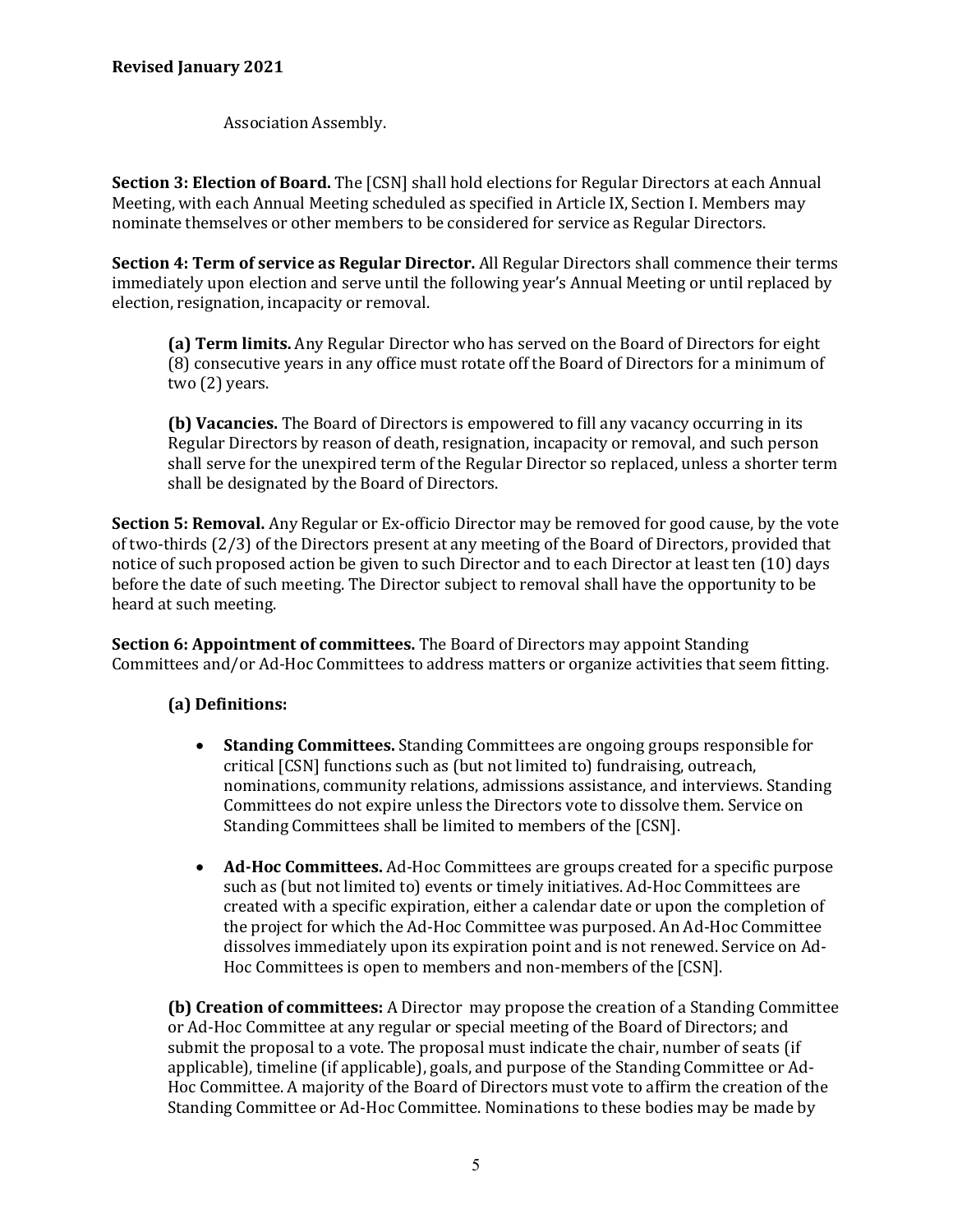Association Assembly.

**Section 3: Election of Board.** The [CSN] shall hold elections for Regular Directors at each Annual Meeting, with each Annual Meeting scheduled as specified in Article IX, Section I. Members may nominate themselves or other members to be considered for service as Regular Directors.

**Section 4: Term of service as Regular Director.** All Regular Directors shall commence their terms immediately upon election and serve until the following year's Annual Meeting or until replaced by election, resignation, incapacity or removal.

> **(a) Term limits.** Any Regular Director who has served on the Board of Directors for eight (8) consecutive years in any office must rotate off the Board of Directors for a minimum of two (2) years.
>
> **(b) Vacancies.** The Board of Directors is empowered to fill any vacancy occurring in its Regular Directors by reason of death, resignation, incapacity or removal, and such person shall serve for the unexpired term of the Regular Director so replaced, unless a shorter term shall be designated by the Board of Directors.

**Section 5: Removal.** Any Regular or Ex-officio Director may be removed for good cause, by the vote of two-thirds (2/3) of the Directors present at any meeting of the Board of Directors, provided that notice of such proposed action be given to such Director and to each Director at least ten (10) days before the date of such meeting. The Director subject to removal shall have the opportunity to be heard at such meeting.

**Section 6: Appointment of committees.** The Board of Directors may appoint Standing Committees and/or Ad-Hoc Committees to address matters or organize activities that seem fitting.

> **(a) Definitions:**
>
> - **Standing Committees.** Standing Committees are ongoing groups responsible for critical [CSN] functions such as (but not limited to) fundraising, outreach, nominations, community relations, admissions assistance, and interviews. Standing Committees do not expire unless the Directors vote to dissolve them. Service on Standing Committees shall be limited to members of the [CSN].
> - **Ad-Hoc Committees.** Ad-Hoc Committees are groups created for a specific purpose such as (but not limited to) events or timely initiatives. Ad-Hoc Committees are created with a specific expiration, either a calendar date or upon the completion of the project for which the Ad-Hoc Committee was purposed. An Ad-Hoc Committee dissolves immediately upon its expiration point and is not renewed. Service on Ad-Hoc Committees is open to members and non-members of the [CSN].
>
> **(b) Creation of committees:** A Director may propose the creation of a Standing Committee or Ad-Hoc Committee at any regular or special meeting of the Board of Directors; and submit the proposal to a vote. The proposal must indicate the chair, number of seats (if applicable), timeline (if applicable), goals, and purpose of the Standing Committee or Ad-Hoc Committee. A majority of the Board of Directors must vote to affirm the creation of the Standing Committee or Ad-Hoc Committee. Nominations to these bodies may be made by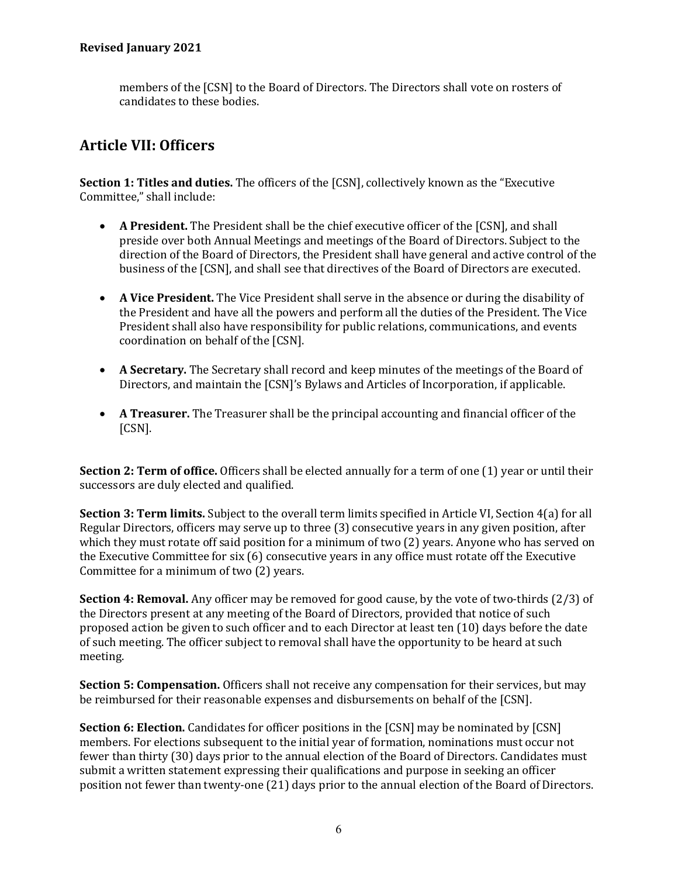members of the [CSN] to the Board of Directors. The Directors shall vote on rosters of candidates to these bodies.

## Article VII: Officers

**Section 1: Titles and duties.** The officers of the [CSN], collectively known as the "Executive Committee," shall include:

- **A President.** The President shall be the chief executive officer of the [CSN], and shall preside over both Annual Meetings and meetings of the Board of Directors. Subject to the direction of the Board of Directors, the President shall have general and active control of the business of the [CSN], and shall see that directives of the Board of Directors are executed.

- **A Vice President.** The Vice President shall serve in the absence or during the disability of the President and have all the powers and perform all the duties of the President. The Vice President shall also have responsibility for public relations, communications, and events coordination on behalf of the [CSN].

- **A Secretary.** The Secretary shall record and keep minutes of the meetings of the Board of Directors, and maintain the [CSN]'s Bylaws and Articles of Incorporation, if applicable.

- **A Treasurer.** The Treasurer shall be the principal accounting and financial officer of the [CSN].

**Section 2: Term of office.** Officers shall be elected annually for a term of one (1) year or until their successors are duly elected and qualified.

**Section 3: Term limits.** Subject to the overall term limits specified in Article VI, Section 4(a) for all Regular Directors, officers may serve up to three (3) consecutive years in any given position, after which they must rotate off said position for a minimum of two (2) years. Anyone who has served on the Executive Committee for six (6) consecutive years in any office must rotate off the Executive Committee for a minimum of two (2) years.

**Section 4: Removal.** Any officer may be removed for good cause, by the vote of two-thirds (2/3) of the Directors present at any meeting of the Board of Directors, provided that notice of such proposed action be given to such officer and to each Director at least ten (10) days before the date of such meeting. The officer subject to removal shall have the opportunity to be heard at such meeting.

**Section 5: Compensation.** Officers shall not receive any compensation for their services, but may be reimbursed for their reasonable expenses and disbursements on behalf of the [CSN].

**Section 6: Election.** Candidates for officer positions in the [CSN] may be nominated by [CSN] members. For elections subsequent to the initial year of formation, nominations must occur not fewer than thirty (30) days prior to the annual election of the Board of Directors. Candidates must submit a written statement expressing their qualifications and purpose in seeking an officer position not fewer than twenty-one (21) days prior to the annual election of the Board of Directors.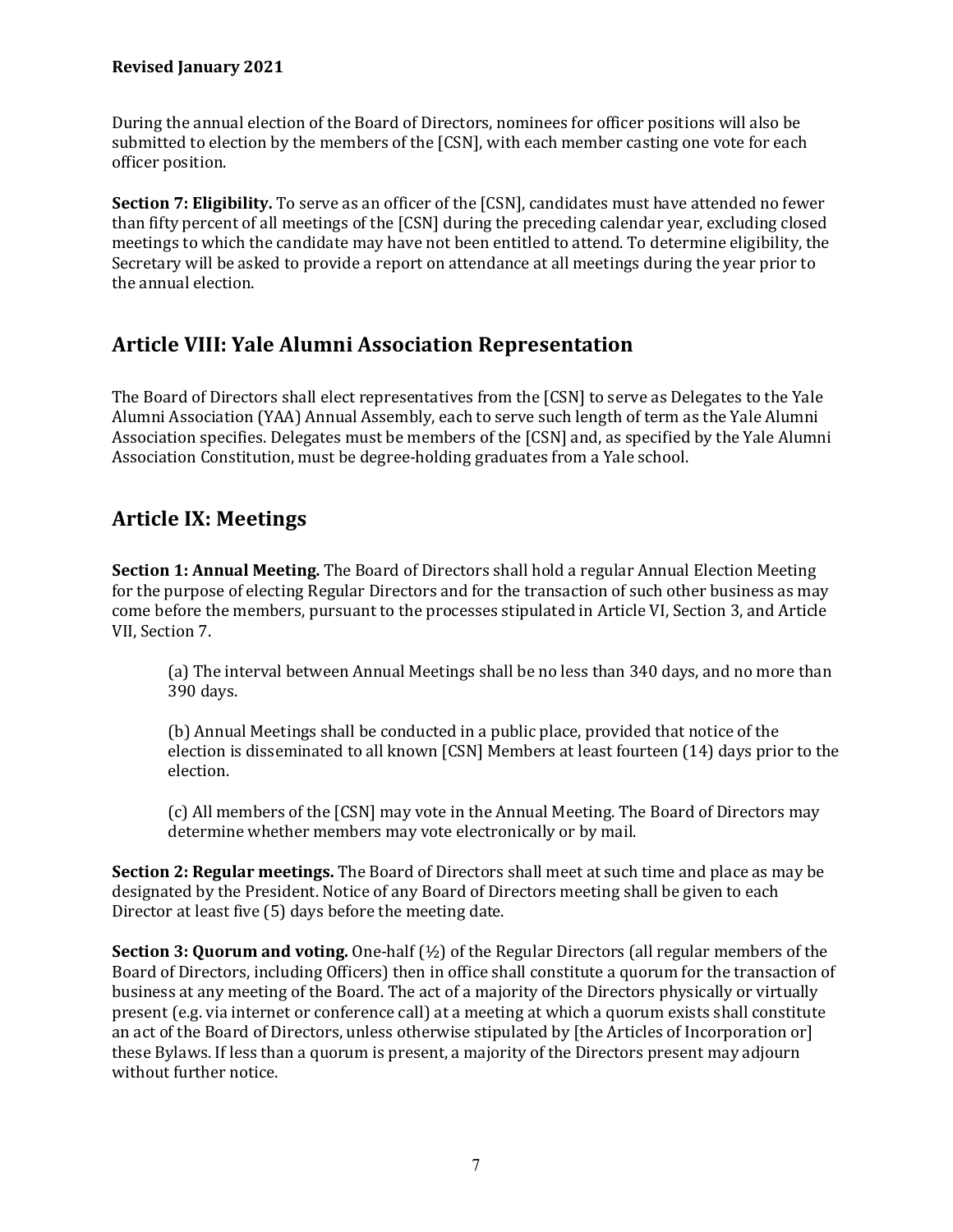During the annual election of the Board of Directors, nominees for officer positions will also be submitted to election by the members of the [CSN], with each member casting one vote for each officer position.

**Section 7: Eligibility.** To serve as an officer of the [CSN], candidates must have attended no fewer than fifty percent of all meetings of the [CSN] during the preceding calendar year, excluding closed meetings to which the candidate may have not been entitled to attend. To determine eligibility, the Secretary will be asked to provide a report on attendance at all meetings during the year prior to the annual election.

## Article VIII: Yale Alumni Association Representation

The Board of Directors shall elect representatives from the [CSN] to serve as Delegates to the Yale Alumni Association (YAA) Annual Assembly, each to serve such length of term as the Yale Alumni Association specifies. Delegates must be members of the [CSN] and, as specified by the Yale Alumni Association Constitution, must be degree-holding graduates from a Yale school.

## Article IX: Meetings

**Section 1: Annual Meeting.** The Board of Directors shall hold a regular Annual Election Meeting for the purpose of electing Regular Directors and for the transaction of such other business as may come before the members, pursuant to the processes stipulated in Article VI, Section 3, and Article VII, Section 7.

(a) The interval between Annual Meetings shall be no less than 340 days, and no more than 390 days.

(b) Annual Meetings shall be conducted in a public place, provided that notice of the election is disseminated to all known [CSN] Members at least fourteen (14) days prior to the election.

(c) All members of the [CSN] may vote in the Annual Meeting. The Board of Directors may determine whether members may vote electronically or by mail.

**Section 2: Regular meetings.** The Board of Directors shall meet at such time and place as may be designated by the President. Notice of any Board of Directors meeting shall be given to each Director at least five (5) days before the meeting date.

**Section 3: Quorum and voting.** One-half (½) of the Regular Directors (all regular members of the Board of Directors, including Officers) then in office shall constitute a quorum for the transaction of business at any meeting of the Board. The act of a majority of the Directors physically or virtually present (e.g. via internet or conference call) at a meeting at which a quorum exists shall constitute an act of the Board of Directors, unless otherwise stipulated by [the Articles of Incorporation or] these Bylaws. If less than a quorum is present, a majority of the Directors present may adjourn without further notice.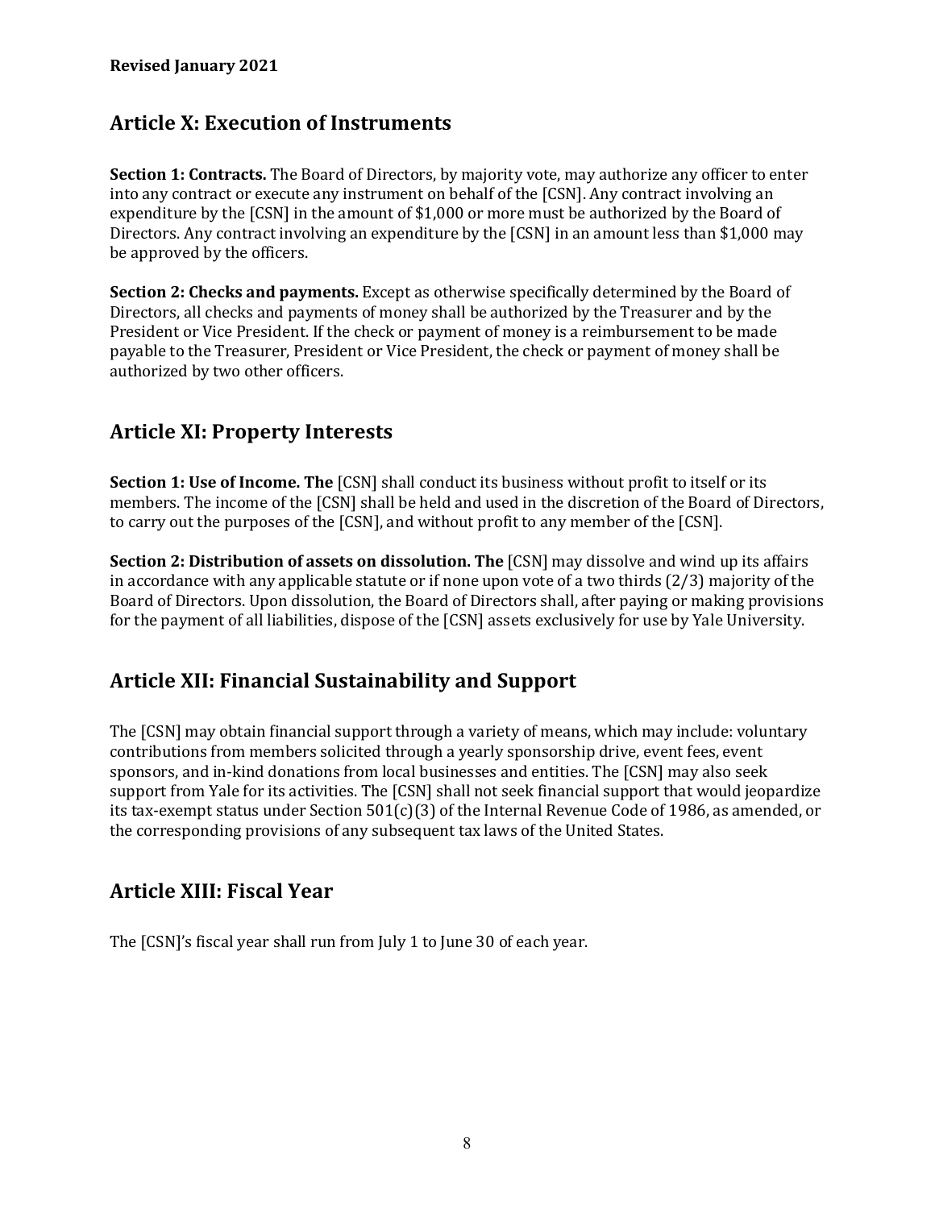## Article X: Execution of Instruments

**Section 1: Contracts.** The Board of Directors, by majority vote, may authorize any officer to enter into any contract or execute any instrument on behalf of the [CSN]. Any contract involving an expenditure by the [CSN] in the amount of $1,000 or more must be authorized by the Board of Directors. Any contract involving an expenditure by the [CSN] in an amount less than $1,000 may be approved by the officers.

**Section 2: Checks and payments.** Except as otherwise specifically determined by the Board of Directors, all checks and payments of money shall be authorized by the Treasurer and by the President or Vice President. If the check or payment of money is a reimbursement to be made payable to the Treasurer, President or Vice President, the check or payment of money shall be authorized by two other officers.

## Article XI: Property Interests

**Section 1: Use of Income. The** [CSN] shall conduct its business without profit to itself or its members. The income of the [CSN] shall be held and used in the discretion of the Board of Directors, to carry out the purposes of the [CSN], and without profit to any member of the [CSN].

**Section 2: Distribution of assets on dissolution. The** [CSN] may dissolve and wind up its affairs in accordance with any applicable statute or if none upon vote of a two thirds (2/3) majority of the Board of Directors. Upon dissolution, the Board of Directors shall, after paying or making provisions for the payment of all liabilities, dispose of the [CSN] assets exclusively for use by Yale University.

## Article XII: Financial Sustainability and Support

The [CSN] may obtain financial support through a variety of means, which may include: voluntary contributions from members solicited through a yearly sponsorship drive, event fees, event sponsors, and in-kind donations from local businesses and entities. The [CSN] may also seek support from Yale for its activities. The [CSN] shall not seek financial support that would jeopardize its tax-exempt status under Section 501(c)(3) of the Internal Revenue Code of 1986, as amended, or the corresponding provisions of any subsequent tax laws of the United States.

## Article XIII: Fiscal Year

The [CSN]'s fiscal year shall run from July 1 to June 30 of each year.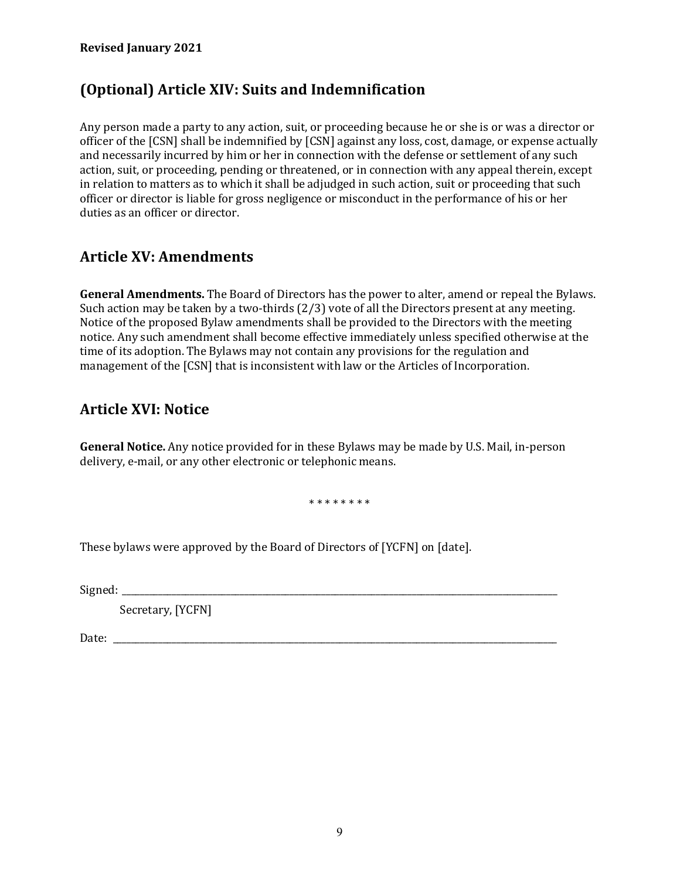## (Optional) Article XIV: Suits and Indemnification

Any person made a party to any action, suit, or proceeding because he or she is or was a director or officer of the [CSN] shall be indemnified by [CSN] against any loss, cost, damage, or expense actually and necessarily incurred by him or her in connection with the defense or settlement of any such action, suit, or proceeding, pending or threatened, or in connection with any appeal therein, except in relation to matters as to which it shall be adjudged in such action, suit or proceeding that such officer or director is liable for gross negligence or misconduct in the performance of his or her duties as an officer or director.

## Article XV: Amendments

**General Amendments.** The Board of Directors has the power to alter, amend or repeal the Bylaws. Such action may be taken by a two-thirds (2/3) vote of all the Directors present at any meeting. Notice of the proposed Bylaw amendments shall be provided to the Directors with the meeting notice. Any such amendment shall become effective immediately unless specified otherwise at the time of its adoption. The Bylaws may not contain any provisions for the regulation and management of the [CSN] that is inconsistent with law or the Articles of Incorporation.

## Article XVI: Notice

**General Notice.** Any notice provided for in these Bylaws may be made by U.S. Mail, in-person delivery, e-mail, or any other electronic or telephonic means.

* * * * * * * *

These bylaws were approved by the Board of Directors of [YCFN] on [date].

Signed: ______________________________________________

Secretary, [YCFN]

Date: ______________________________________________